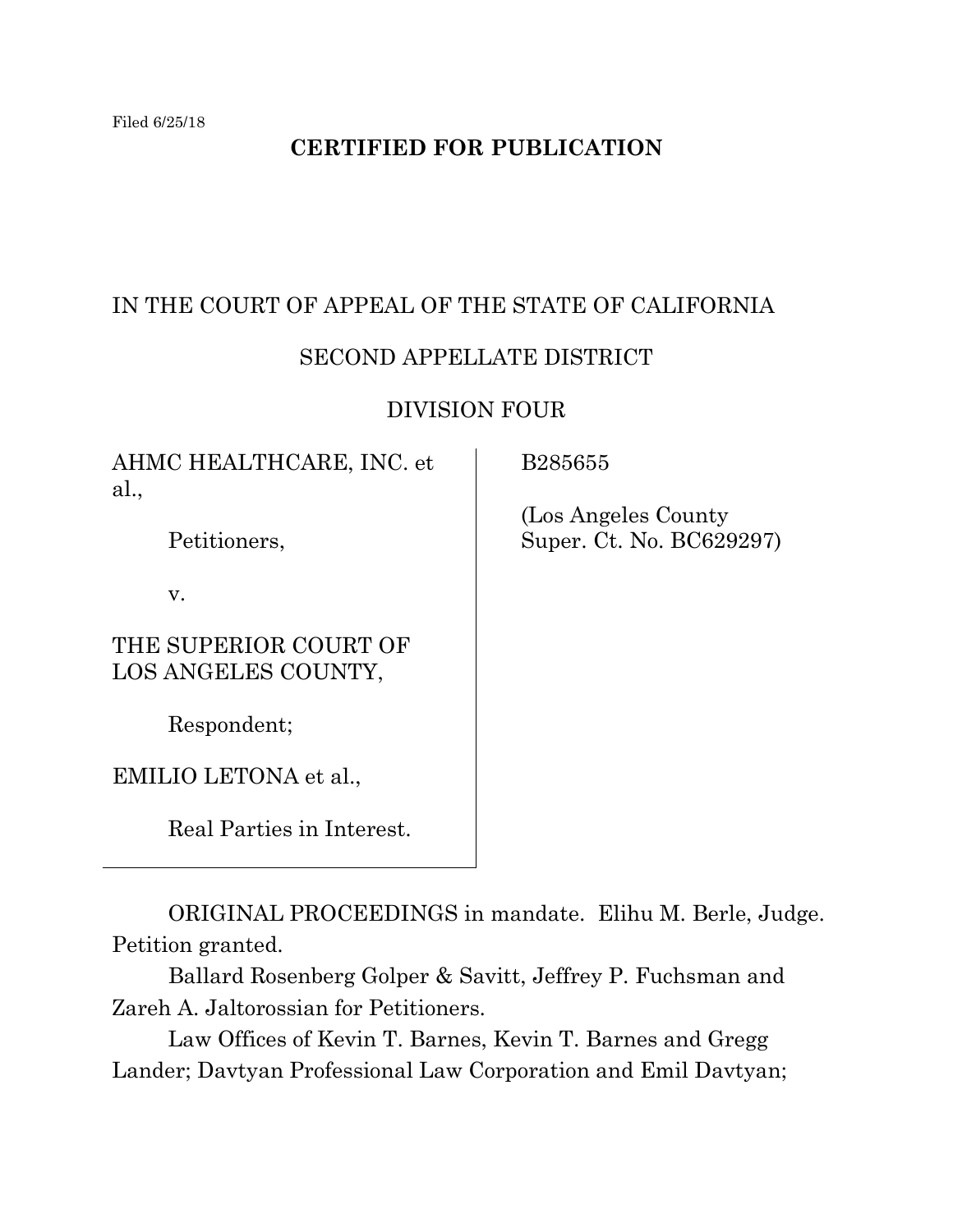Filed 6/25/18

**CERTIFIED FOR PUBLICATION**

IN THE COURT OF APPEAL OF THE STATE OF CALIFORNIA

SECOND APPELLATE DISTRICT

DIVISION FOUR

| | |
|---|---|
| AHMC HEALTHCARE, INC. et al.,<br><br>Petitioners,<br><br>v.<br><br>THE SUPERIOR COURT OF LOS ANGELES COUNTY,<br><br>Respondent;<br><br>EMILIO LETONA et al.,<br><br>Real Parties in Interest. | B285655<br><br>(Los Angeles County Super. Ct. No. BC629297) |

ORIGINAL PROCEEDINGS in mandate. Elihu M. Berle, Judge. Petition granted.

Ballard Rosenberg Golper & Savitt, Jeffrey P. Fuchsman and Zareh A. Jaltorossian for Petitioners.

Law Offices of Kevin T. Barnes, Kevin T. Barnes and Gregg Lander; Davtyan Professional Law Corporation and Emil Davtyan;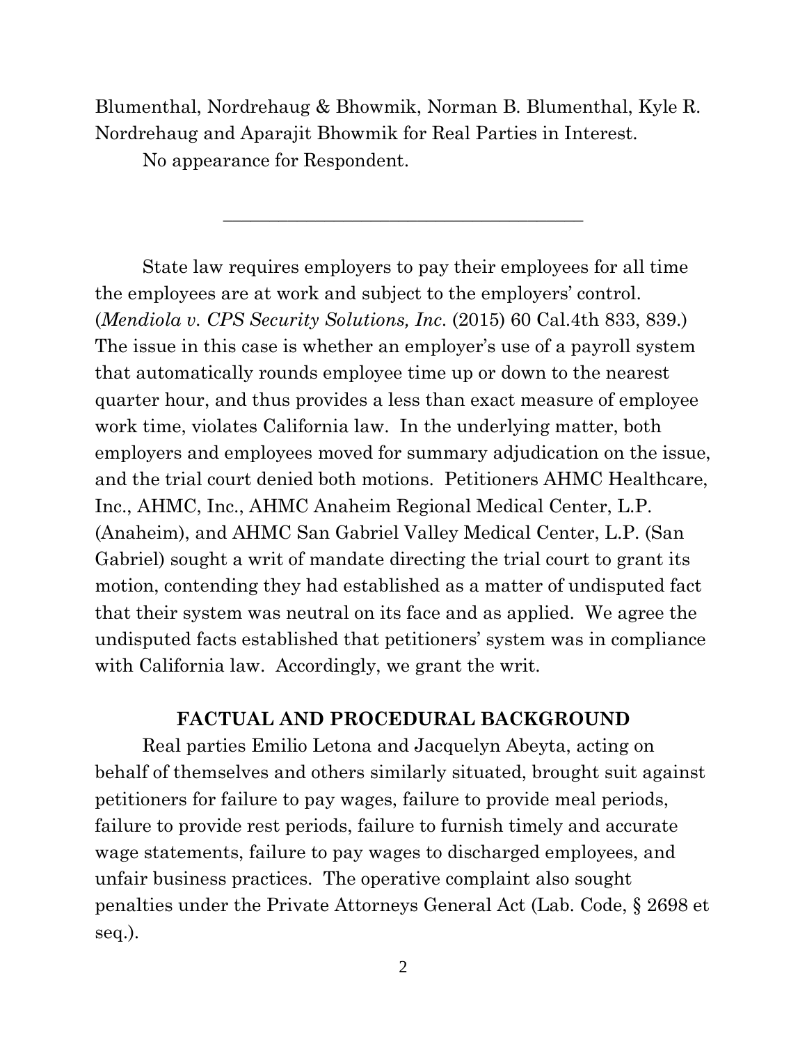Blumenthal, Nordrehaug & Bhowmik, Norman B. Blumenthal, Kyle R. Nordrehaug and Aparajit Bhowmik for Real Parties in Interest.

No appearance for Respondent.

---

State law requires employers to pay their employees for all time the employees are at work and subject to the employers' control. (*Mendiola v. CPS Security Solutions, Inc.* (2015) 60 Cal.4th 833, 839.) The issue in this case is whether an employer's use of a payroll system that automatically rounds employee time up or down to the nearest quarter hour, and thus provides a less than exact measure of employee work time, violates California law. In the underlying matter, both employers and employees moved for summary adjudication on the issue, and the trial court denied both motions. Petitioners AHMC Healthcare, Inc., AHMC, Inc., AHMC Anaheim Regional Medical Center, L.P. (Anaheim), and AHMC San Gabriel Valley Medical Center, L.P. (San Gabriel) sought a writ of mandate directing the trial court to grant its motion, contending they had established as a matter of undisputed fact that their system was neutral on its face and as applied. We agree the undisputed facts established that petitioners' system was in compliance with California law. Accordingly, we grant the writ.

## FACTUAL AND PROCEDURAL BACKGROUND

Real parties Emilio Letona and Jacquelyn Abeyta, acting on behalf of themselves and others similarly situated, brought suit against petitioners for failure to pay wages, failure to provide meal periods, failure to provide rest periods, failure to furnish timely and accurate wage statements, failure to pay wages to discharged employees, and unfair business practices. The operative complaint also sought penalties under the Private Attorneys General Act (Lab. Code, § 2698 et seq.).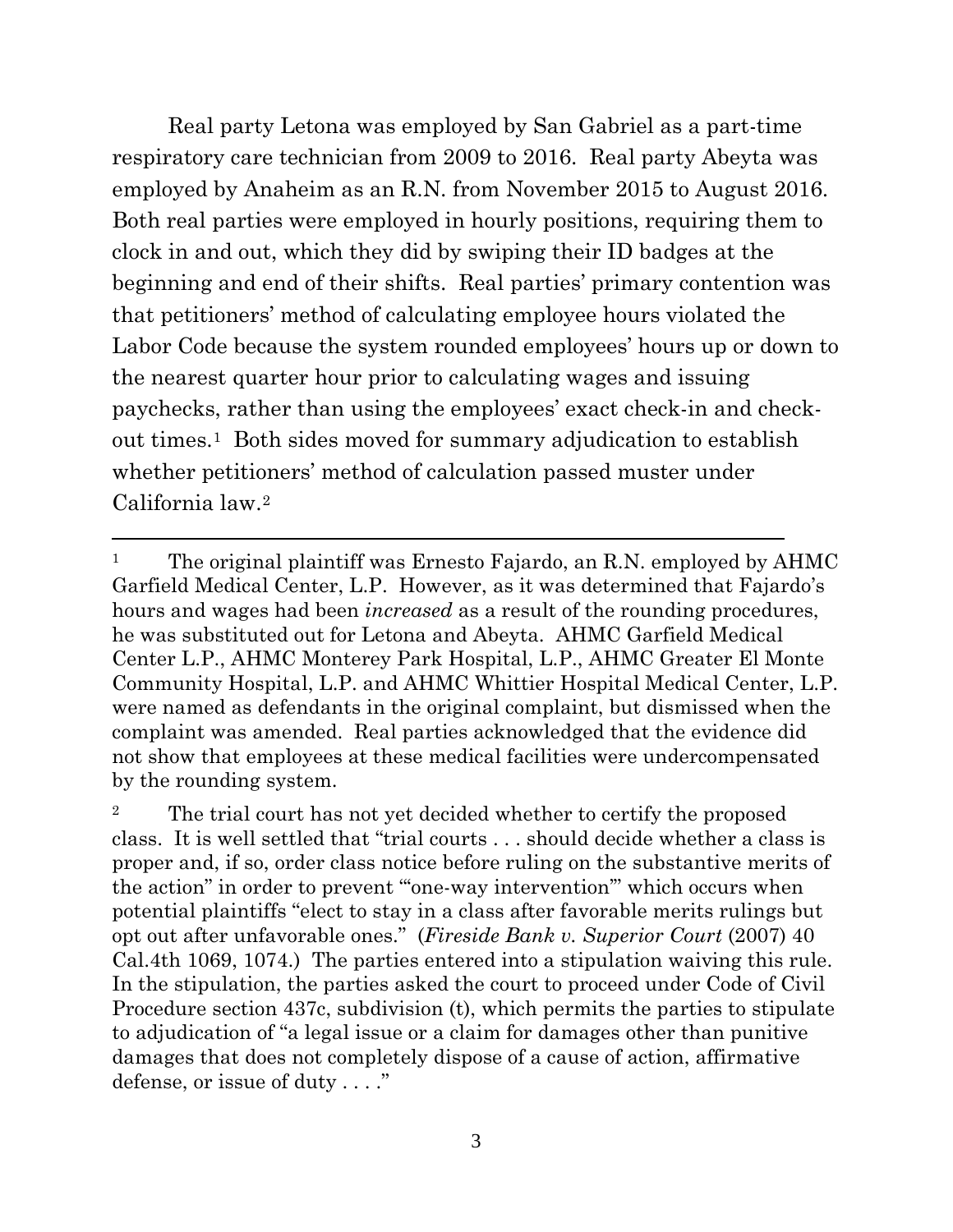Real party Letona was employed by San Gabriel as a part-time respiratory care technician from 2009 to 2016. Real party Abeyta was employed by Anaheim as an R.N. from November 2015 to August 2016. Both real parties were employed in hourly positions, requiring them to clock in and out, which they did by swiping their ID badges at the beginning and end of their shifts. Real parties' primary contention was that petitioners' method of calculating employee hours violated the Labor Code because the system rounded employees' hours up or down to the nearest quarter hour prior to calculating wages and issuing paychecks, rather than using the employees' exact check-in and check-out times.[1] Both sides moved for summary adjudication to establish whether petitioners' method of calculation passed muster under California law.[2]

---

[1] The original plaintiff was Ernesto Fajardo, an R.N. employed by AHMC Garfield Medical Center, L.P. However, as it was determined that Fajardo's hours and wages had been *increased* as a result of the rounding procedures, he was substituted out for Letona and Abeyta. AHMC Garfield Medical Center L.P., AHMC Monterey Park Hospital, L.P., AHMC Greater El Monte Community Hospital, L.P. and AHMC Whittier Hospital Medical Center, L.P. were named as defendants in the original complaint, but dismissed when the complaint was amended. Real parties acknowledged that the evidence did not show that employees at these medical facilities were undercompensated by the rounding system.

[2] The trial court has not yet decided whether to certify the proposed class. It is well settled that "trial courts . . . should decide whether a class is proper and, if so, order class notice before ruling on the substantive merits of the action" in order to prevent "'one-way intervention'" which occurs when potential plaintiffs "elect to stay in a class after favorable merits rulings but opt out after unfavorable ones." (*Fireside Bank v. Superior Court* (2007) 40 Cal.4th 1069, 1074.) The parties entered into a stipulation waiving this rule. In the stipulation, the parties asked the court to proceed under Code of Civil Procedure section 437c, subdivision (t), which permits the parties to stipulate to adjudication of "a legal issue or a claim for damages other than punitive damages that does not completely dispose of a cause of action, affirmative defense, or issue of duty . . . ."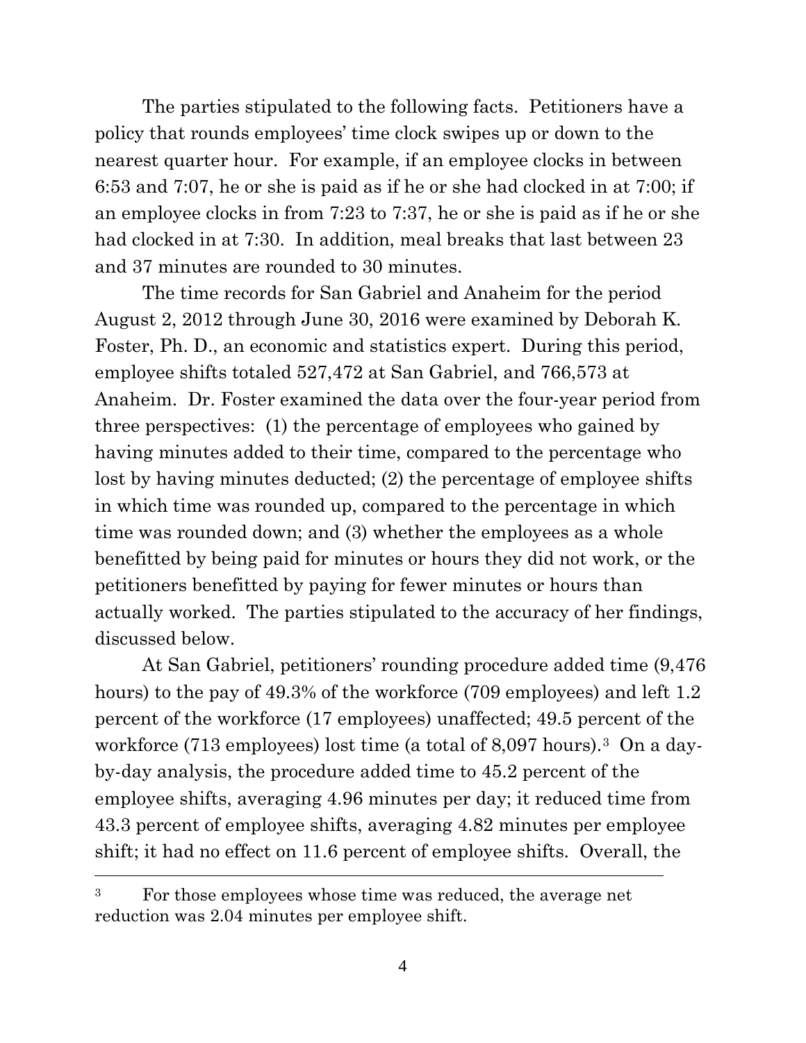The parties stipulated to the following facts. Petitioners have a policy that rounds employees' time clock swipes up or down to the nearest quarter hour. For example, if an employee clocks in between 6:53 and 7:07, he or she is paid as if he or she had clocked in at 7:00; if an employee clocks in from 7:23 to 7:37, he or she is paid as if he or she had clocked in at 7:30. In addition, meal breaks that last between 23 and 37 minutes are rounded to 30 minutes.

The time records for San Gabriel and Anaheim for the period August 2, 2012 through June 30, 2016 were examined by Deborah K. Foster, Ph. D., an economic and statistics expert. During this period, employee shifts totaled 527,472 at San Gabriel, and 766,573 at Anaheim. Dr. Foster examined the data over the four-year period from three perspectives: (1) the percentage of employees who gained by having minutes added to their time, compared to the percentage who lost by having minutes deducted; (2) the percentage of employee shifts in which time was rounded up, compared to the percentage in which time was rounded down; and (3) whether the employees as a whole benefitted by being paid for minutes or hours they did not work, or the petitioners benefitted by paying for fewer minutes or hours than actually worked. The parties stipulated to the accuracy of her findings, discussed below.

At San Gabriel, petitioners' rounding procedure added time (9,476 hours) to the pay of 49.3% of the workforce (709 employees) and left 1.2 percent of the workforce (17 employees) unaffected; 49.5 percent of the workforce (713 employees) lost time (a total of 8,097 hours).[3] On a day-by-day analysis, the procedure added time to 45.2 percent of the employee shifts, averaging 4.96 minutes per day; it reduced time from 43.3 percent of employee shifts, averaging 4.82 minutes per employee shift; it had no effect on 11.6 percent of employee shifts. Overall, the

---

[3] For those employees whose time was reduced, the average net reduction was 2.04 minutes per employee shift.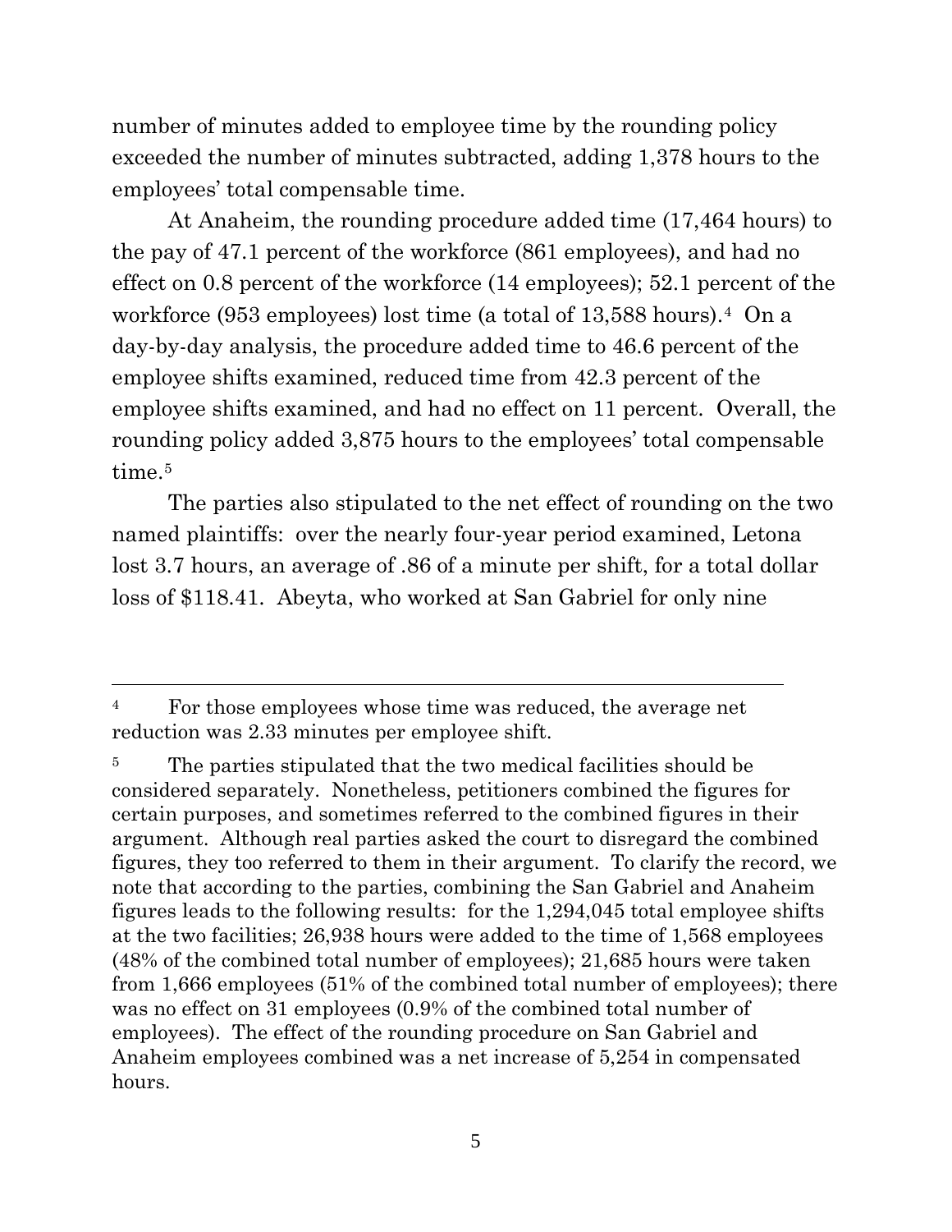number of minutes added to employee time by the rounding policy exceeded the number of minutes subtracted, adding 1,378 hours to the employees' total compensable time.

At Anaheim, the rounding procedure added time (17,464 hours) to the pay of 47.1 percent of the workforce (861 employees), and had no effect on 0.8 percent of the workforce (14 employees); 52.1 percent of the workforce (953 employees) lost time (a total of 13,588 hours).[4] On a day-by-day analysis, the procedure added time to 46.6 percent of the employee shifts examined, reduced time from 42.3 percent of the employee shifts examined, and had no effect on 11 percent. Overall, the rounding policy added 3,875 hours to the employees' total compensable time.[5]

The parties also stipulated to the net effect of rounding on the two named plaintiffs: over the nearly four-year period examined, Letona lost 3.7 hours, an average of .86 of a minute per shift, for a total dollar loss of $118.41. Abeyta, who worked at San Gabriel for only nine

---

[4] For those employees whose time was reduced, the average net reduction was 2.33 minutes per employee shift.

[5] The parties stipulated that the two medical facilities should be considered separately. Nonetheless, petitioners combined the figures for certain purposes, and sometimes referred to the combined figures in their argument. Although real parties asked the court to disregard the combined figures, they too referred to them in their argument. To clarify the record, we note that according to the parties, combining the San Gabriel and Anaheim figures leads to the following results: for the 1,294,045 total employee shifts at the two facilities; 26,938 hours were added to the time of 1,568 employees (48% of the combined total number of employees); 21,685 hours were taken from 1,666 employees (51% of the combined total number of employees); there was no effect on 31 employees (0.9% of the combined total number of employees). The effect of the rounding procedure on San Gabriel and Anaheim employees combined was a net increase of 5,254 in compensated hours.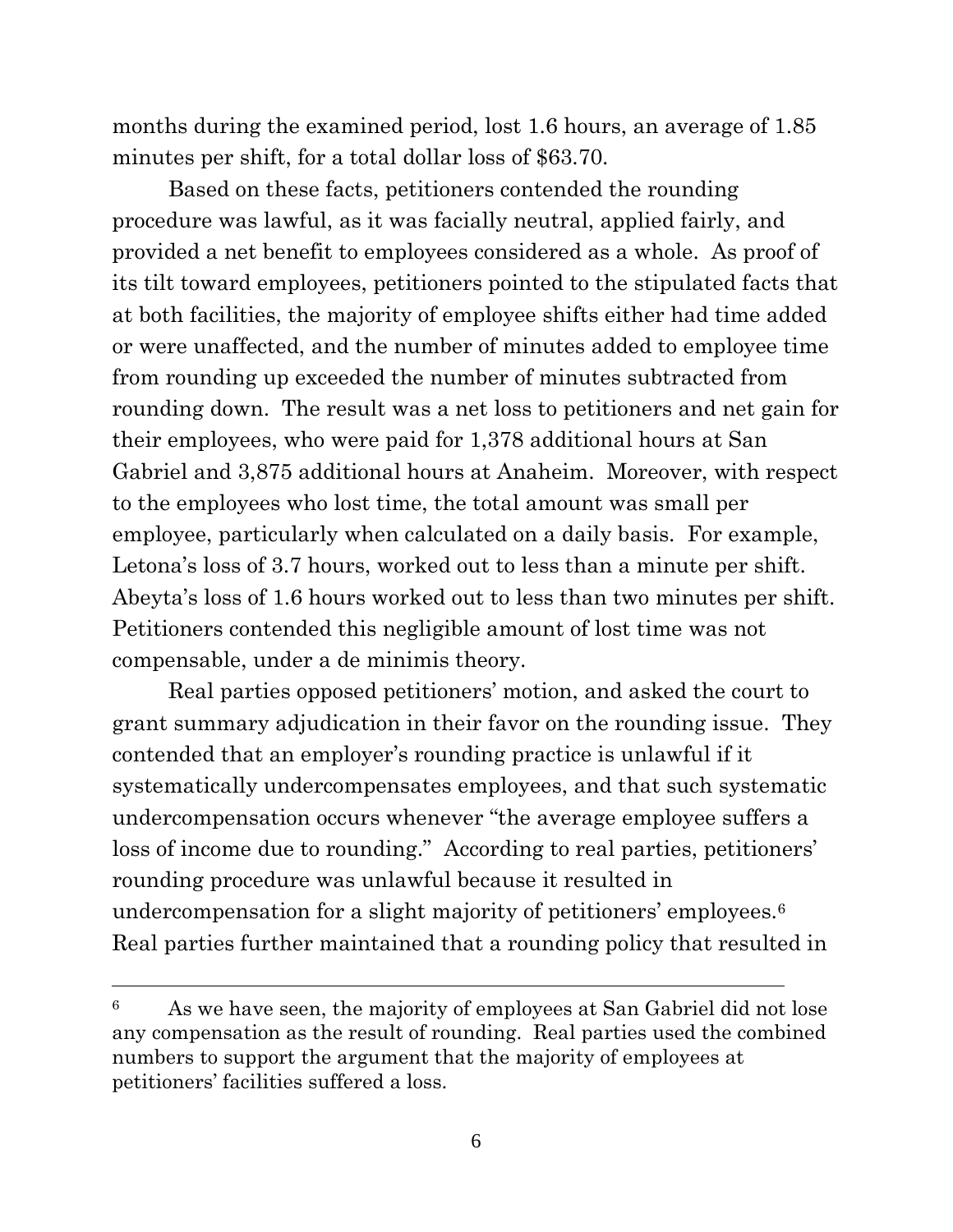months during the examined period, lost 1.6 hours, an average of 1.85 minutes per shift, for a total dollar loss of $63.70.

Based on these facts, petitioners contended the rounding procedure was lawful, as it was facially neutral, applied fairly, and provided a net benefit to employees considered as a whole. As proof of its tilt toward employees, petitioners pointed to the stipulated facts that at both facilities, the majority of employee shifts either had time added or were unaffected, and the number of minutes added to employee time from rounding up exceeded the number of minutes subtracted from rounding down. The result was a net loss to petitioners and net gain for their employees, who were paid for 1,378 additional hours at San Gabriel and 3,875 additional hours at Anaheim. Moreover, with respect to the employees who lost time, the total amount was small per employee, particularly when calculated on a daily basis. For example, Letona's loss of 3.7 hours, worked out to less than a minute per shift. Abeyta's loss of 1.6 hours worked out to less than two minutes per shift. Petitioners contended this negligible amount of lost time was not compensable, under a de minimis theory.

Real parties opposed petitioners' motion, and asked the court to grant summary adjudication in their favor on the rounding issue. They contended that an employer's rounding practice is unlawful if it systematically undercompensates employees, and that such systematic undercompensation occurs whenever "the average employee suffers a loss of income due to rounding." According to real parties, petitioners' rounding procedure was unlawful because it resulted in undercompensation for a slight majority of petitioners' employees.[6] Real parties further maintained that a rounding policy that resulted in

---

[6] As we have seen, the majority of employees at San Gabriel did not lose any compensation as the result of rounding. Real parties used the combined numbers to support the argument that the majority of employees at petitioners' facilities suffered a loss.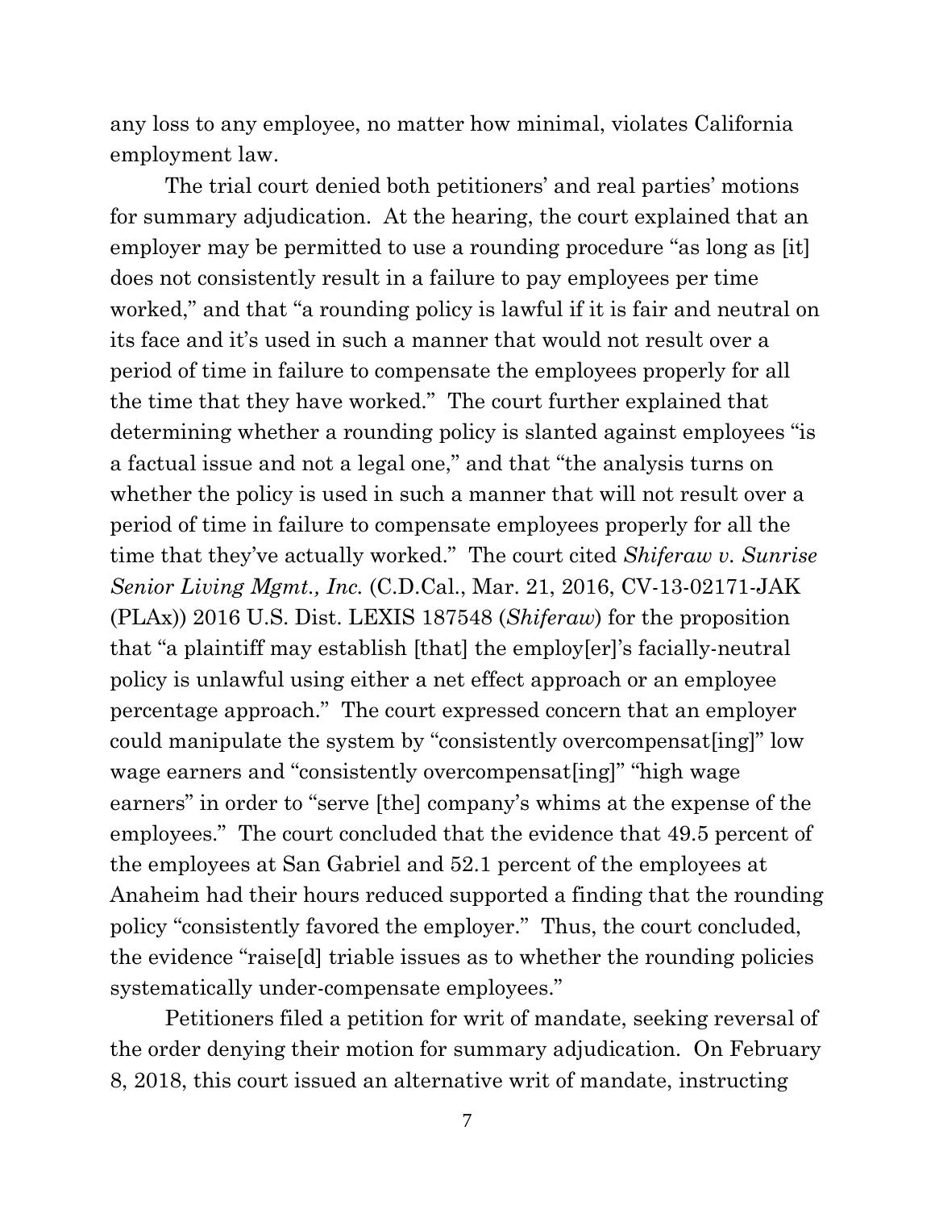any loss to any employee, no matter how minimal, violates California employment law.

The trial court denied both petitioners' and real parties' motions for summary adjudication. At the hearing, the court explained that an employer may be permitted to use a rounding procedure "as long as [it] does not consistently result in a failure to pay employees per time worked," and that "a rounding policy is lawful if it is fair and neutral on its face and it's used in such a manner that would not result over a period of time in failure to compensate the employees properly for all the time that they have worked." The court further explained that determining whether a rounding policy is slanted against employees "is a factual issue and not a legal one," and that "the analysis turns on whether the policy is used in such a manner that will not result over a period of time in failure to compensate employees properly for all the time that they've actually worked." The court cited *Shiferaw v. Sunrise Senior Living Mgmt., Inc.* (C.D.Cal., Mar. 21, 2016, CV-13-02171-JAK (PLAx)) 2016 U.S. Dist. LEXIS 187548 (*Shiferaw*) for the proposition that "a plaintiff may establish [that] the employ[er]'s facially-neutral policy is unlawful using either a net effect approach or an employee percentage approach." The court expressed concern that an employer could manipulate the system by "consistently overcompensat[ing]" low wage earners and "consistently overcompensat[ing]" "high wage earners" in order to "serve [the] company's whims at the expense of the employees." The court concluded that the evidence that 49.5 percent of the employees at San Gabriel and 52.1 percent of the employees at Anaheim had their hours reduced supported a finding that the rounding policy "consistently favored the employer." Thus, the court concluded, the evidence "raise[d] triable issues as to whether the rounding policies systematically under-compensate employees."

Petitioners filed a petition for writ of mandate, seeking reversal of the order denying their motion for summary adjudication. On February 8, 2018, this court issued an alternative writ of mandate, instructing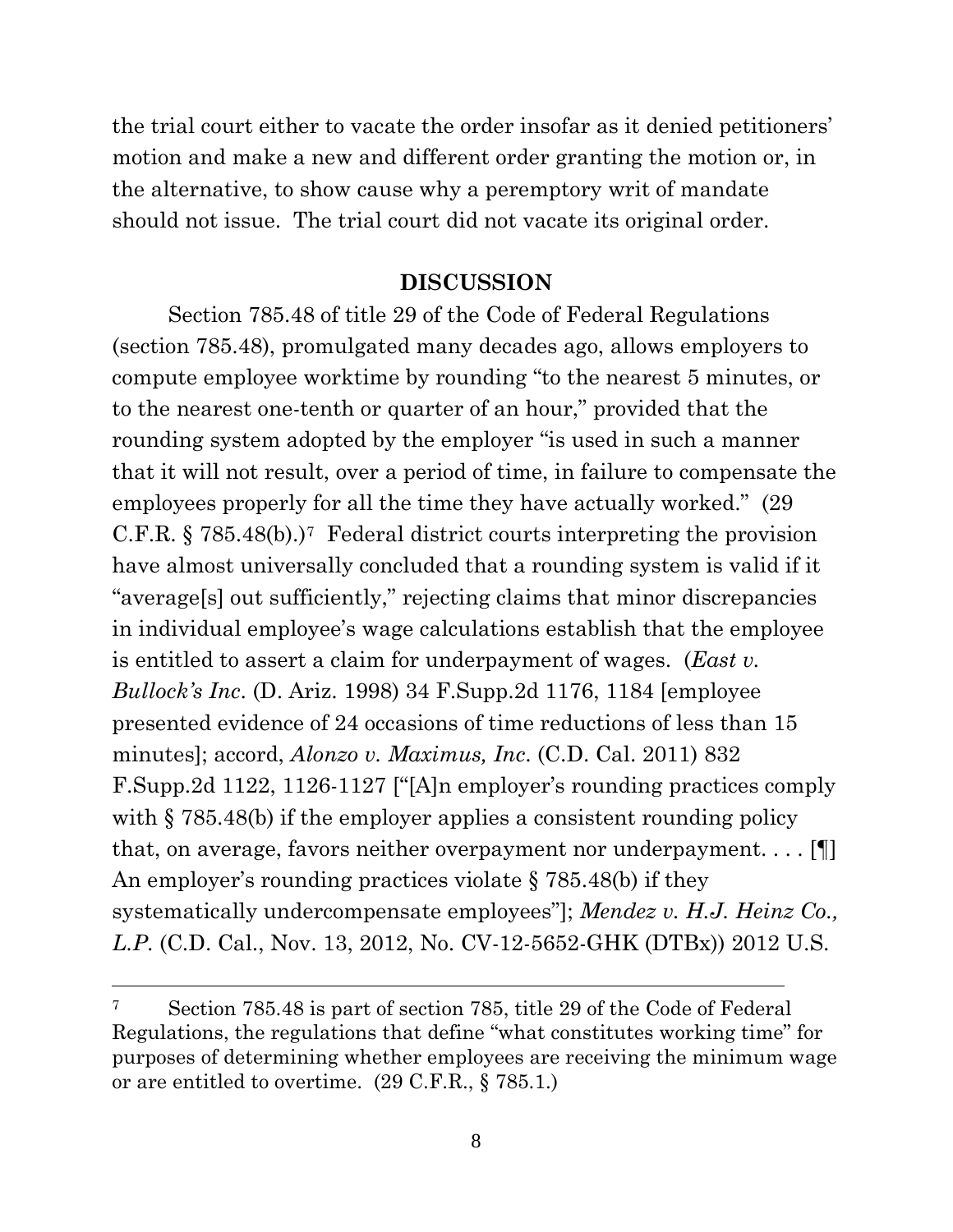the trial court either to vacate the order insofar as it denied petitioners' motion and make a new and different order granting the motion or, in the alternative, to show cause why a peremptory writ of mandate should not issue. The trial court did not vacate its original order.

## DISCUSSION

Section 785.48 of title 29 of the Code of Federal Regulations (section 785.48), promulgated many decades ago, allows employers to compute employee worktime by rounding "to the nearest 5 minutes, or to the nearest one-tenth or quarter of an hour," provided that the rounding system adopted by the employer "is used in such a manner that it will not result, over a period of time, in failure to compensate the employees properly for all the time they have actually worked." (29 C.F.R. § 785.48(b).)[7] Federal district courts interpreting the provision have almost universally concluded that a rounding system is valid if it "average[s] out sufficiently," rejecting claims that minor discrepancies in individual employee's wage calculations establish that the employee is entitled to assert a claim for underpayment of wages. (*East v. Bullock's Inc.* (D. Ariz. 1998) 34 F.Supp.2d 1176, 1184 [employee presented evidence of 24 occasions of time reductions of less than 15 minutes]; accord, *Alonzo v. Maximus, Inc.* (C.D. Cal. 2011) 832 F.Supp.2d 1122, 1126-1127 ["[A]n employer's rounding practices comply with § 785.48(b) if the employer applies a consistent rounding policy that, on average, favors neither overpayment nor underpayment. . . . [¶] An employer's rounding practices violate § 785.48(b) if they systematically undercompensate employees"]; *Mendez v. H.J. Heinz Co., L.P.* (C.D. Cal., Nov. 13, 2012, No. CV-12-5652-GHK (DTBx)) 2012 U.S.

---

[7] Section 785.48 is part of section 785, title 29 of the Code of Federal Regulations, the regulations that define "what constitutes working time" for purposes of determining whether employees are receiving the minimum wage or are entitled to overtime. (29 C.F.R., § 785.1.)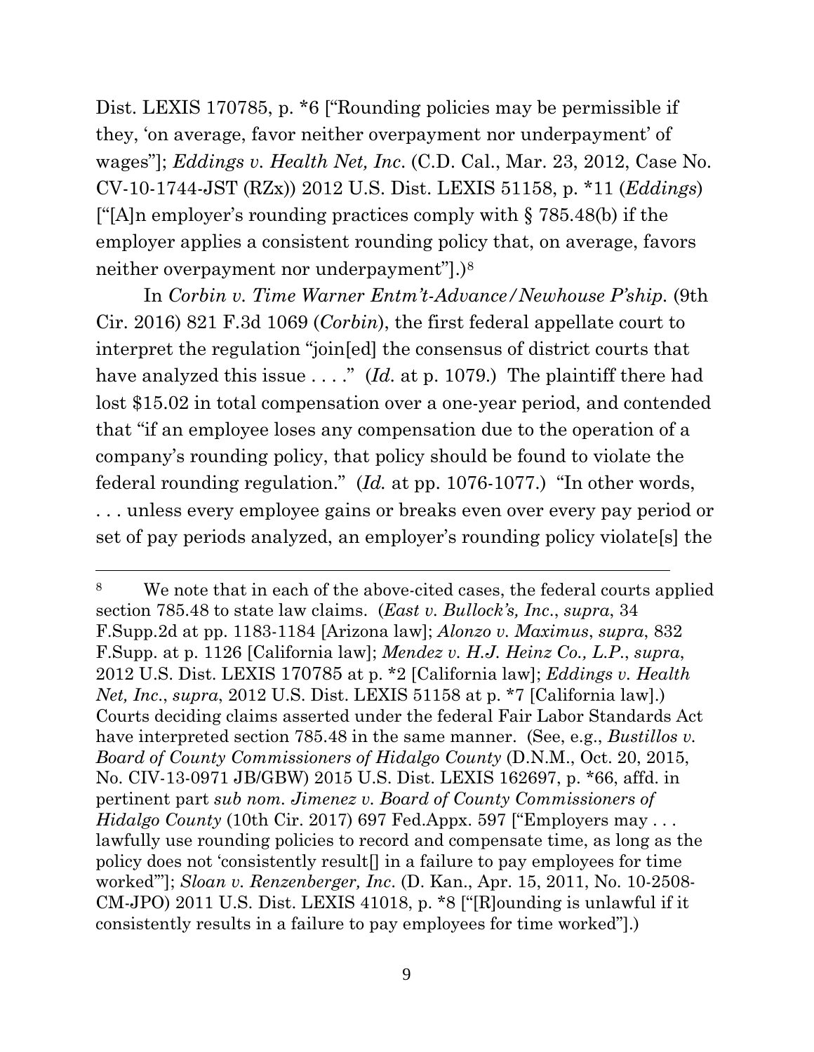Dist. LEXIS 170785, p. *6 ["Rounding policies may be permissible if they, 'on average, favor neither overpayment nor underpayment' of wages"]; *Eddings v. Health Net, Inc*. (C.D. Cal., Mar. 23, 2012, Case No. CV-10-1744-JST (RZx)) 2012 U.S. Dist. LEXIS 51158, p. *11 (*Eddings*) ["[A]n employer's rounding practices comply with § 785.48(b) if the employer applies a consistent rounding policy that, on average, favors neither overpayment nor underpayment"].)[8]

In *Corbin v. Time Warner Entm't-Advance/Newhouse P'ship.* (9th Cir. 2016) 821 F.3d 1069 (*Corbin*), the first federal appellate court to interpret the regulation "join[ed] the consensus of district courts that have analyzed this issue . . . ." (*Id.* at p. 1079.) The plaintiff there had lost $15.02 in total compensation over a one-year period, and contended that "if an employee loses any compensation due to the operation of a company's rounding policy, that policy should be found to violate the federal rounding regulation." (*Id.* at pp. 1076-1077.) "In other words, . . . unless every employee gains or breaks even over every pay period or set of pay periods analyzed, an employer's rounding policy violate[s] the

---

[8] We note that in each of the above-cited cases, the federal courts applied section 785.48 to state law claims. (*East v. Bullock's, Inc*., *supra*, 34 F.Supp.2d at pp. 1183-1184 [Arizona law]; *Alonzo v. Maximus*, *supra*, 832 F.Supp. at p. 1126 [California law]; *Mendez v. H.J. Heinz Co., L.P.*, *supra*, 2012 U.S. Dist. LEXIS 170785 at p. *2 [California law]; *Eddings v. Health Net, Inc*., *supra*, 2012 U.S. Dist. LEXIS 51158 at p. *7 [California law].) Courts deciding claims asserted under the federal Fair Labor Standards Act have interpreted section 785.48 in the same manner. (See, e.g., *Bustillos v. Board of County Commissioners of Hidalgo County* (D.N.M., Oct. 20, 2015, No. CIV-13-0971 JB/GBW) 2015 U.S. Dist. LEXIS 162697, p. *66, affd. in pertinent part *sub nom. Jimenez v. Board of County Commissioners of Hidalgo County* (10th Cir. 2017) 697 Fed.Appx. 597 ["Employers may . . . lawfully use rounding policies to record and compensate time, as long as the policy does not 'consistently result[] in a failure to pay employees for time worked'"]; *Sloan v. Renzenberger, Inc*. (D. Kan., Apr. 15, 2011, No. 10-2508-CM-JPO) 2011 U.S. Dist. LEXIS 41018, p. *8 ["[R]ounding is unlawful if it consistently results in a failure to pay employees for time worked"].)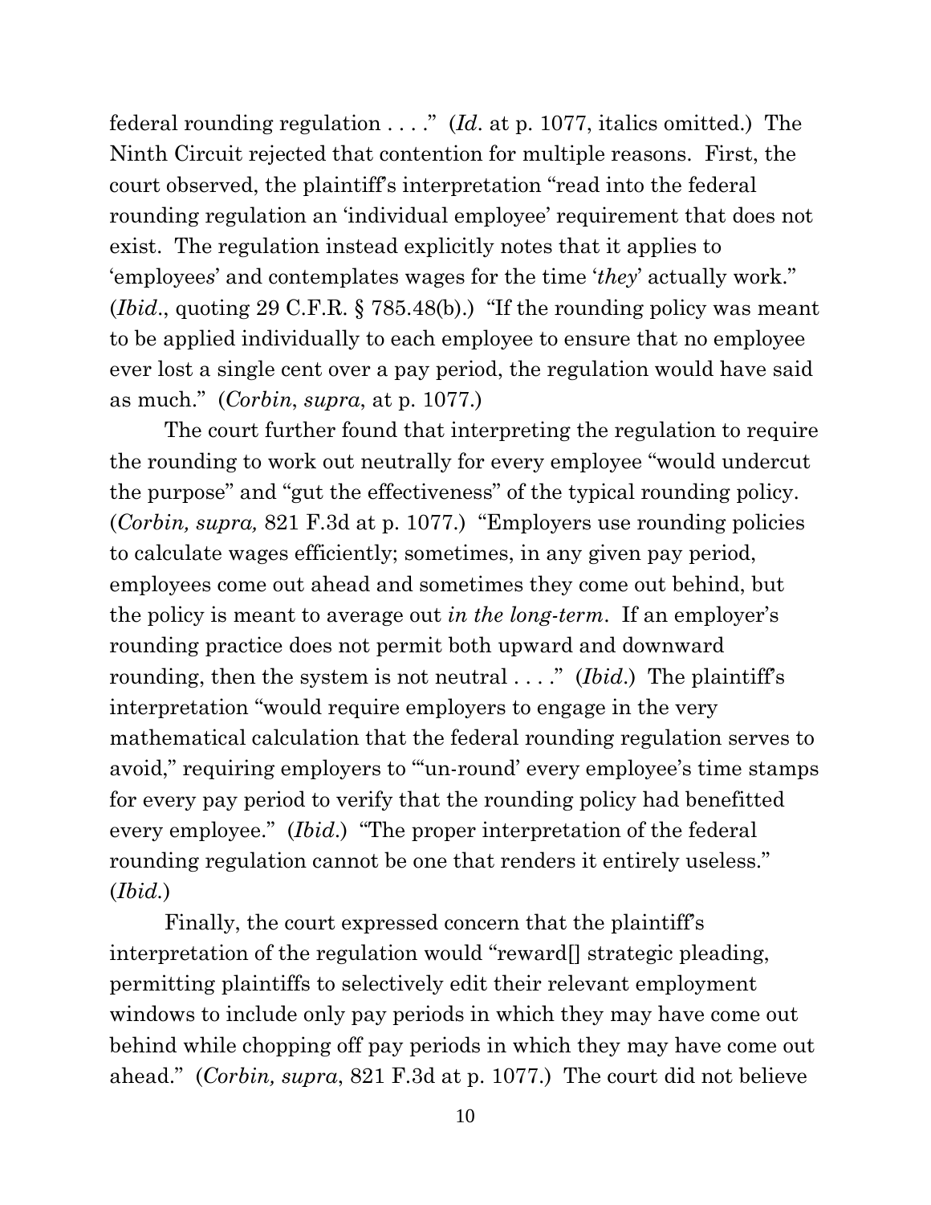federal rounding regulation . . . ." (*Id*. at p. 1077, italics omitted.) The Ninth Circuit rejected that contention for multiple reasons. First, the court observed, the plaintiff's interpretation "read into the federal rounding regulation an 'individual employee' requirement that does not exist. The regulation instead explicitly notes that it applies to 'employee*s*' and contemplates wages for the time '*they*' actually work." (*Ibid*., quoting 29 C.F.R. § 785.48(b).) "If the rounding policy was meant to be applied individually to each employee to ensure that no employee ever lost a single cent over a pay period, the regulation would have said as much." (*Corbin*, *supra*, at p. 1077.)

The court further found that interpreting the regulation to require the rounding to work out neutrally for every employee "would undercut the purpose" and "gut the effectiveness" of the typical rounding policy. (*Corbin, supra,* 821 F.3d at p. 1077.) "Employers use rounding policies to calculate wages efficiently; sometimes, in any given pay period, employees come out ahead and sometimes they come out behind, but the policy is meant to average out *in the long-term*. If an employer's rounding practice does not permit both upward and downward rounding, then the system is not neutral . . . ." (*Ibid*.) The plaintiff's interpretation "would require employers to engage in the very mathematical calculation that the federal rounding regulation serves to avoid," requiring employers to "'un-round' every employee's time stamps for every pay period to verify that the rounding policy had benefitted every employee." (*Ibid*.) "The proper interpretation of the federal rounding regulation cannot be one that renders it entirely useless." (*Ibid*.)

Finally, the court expressed concern that the plaintiff's interpretation of the regulation would "reward[] strategic pleading, permitting plaintiffs to selectively edit their relevant employment windows to include only pay periods in which they may have come out behind while chopping off pay periods in which they may have come out ahead." (*Corbin, supra*, 821 F.3d at p. 1077.) The court did not believe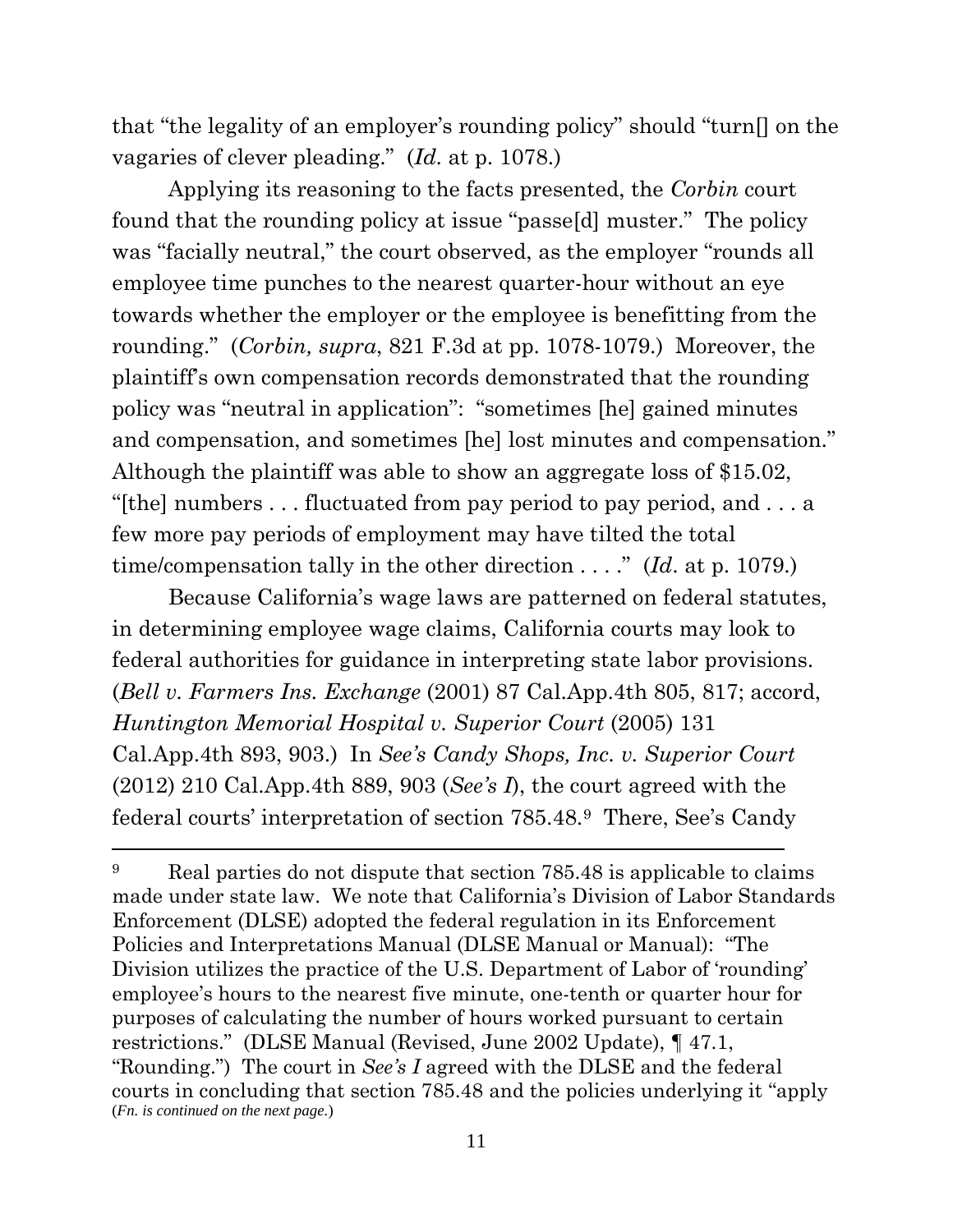that "the legality of an employer's rounding policy" should "turn[] on the vagaries of clever pleading." (*Id.* at p. 1078.)

Applying its reasoning to the facts presented, the *Corbin* court found that the rounding policy at issue "passe[d] muster." The policy was "facially neutral," the court observed, as the employer "rounds all employee time punches to the nearest quarter-hour without an eye towards whether the employer or the employee is benefitting from the rounding." (*Corbin, supra*, 821 F.3d at pp. 1078-1079.) Moreover, the plaintiff's own compensation records demonstrated that the rounding policy was "neutral in application": "sometimes [he] gained minutes and compensation, and sometimes [he] lost minutes and compensation." Although the plaintiff was able to show an aggregate loss of $15.02, "[the] numbers . . . fluctuated from pay period to pay period, and . . . a few more pay periods of employment may have tilted the total time/compensation tally in the other direction . . . ." (*Id.* at p. 1079.)

Because California's wage laws are patterned on federal statutes, in determining employee wage claims, California courts may look to federal authorities for guidance in interpreting state labor provisions. (*Bell v. Farmers Ins. Exchange* (2001) 87 Cal.App.4th 805, 817; accord, *Huntington Memorial Hospital v. Superior Court* (2005) 131 Cal.App.4th 893, 903.) In *See's Candy Shops, Inc. v. Superior Court* (2012) 210 Cal.App.4th 889, 903 (*See's I*), the court agreed with the federal courts' interpretation of section 785.48.[9] There, See's Candy

---

[9] Real parties do not dispute that section 785.48 is applicable to claims made under state law. We note that California's Division of Labor Standards Enforcement (DLSE) adopted the federal regulation in its Enforcement Policies and Interpretations Manual (DLSE Manual or Manual): "The Division utilizes the practice of the U.S. Department of Labor of 'rounding' employee's hours to the nearest five minute, one-tenth or quarter hour for purposes of calculating the number of hours worked pursuant to certain restrictions." (DLSE Manual (Revised, June 2002 Update), ¶ 47.1, "Rounding.") The court in *See's I* agreed with the DLSE and the federal courts in concluding that section 785.48 and the policies underlying it "apply

(*Fn. is continued on the next page.*)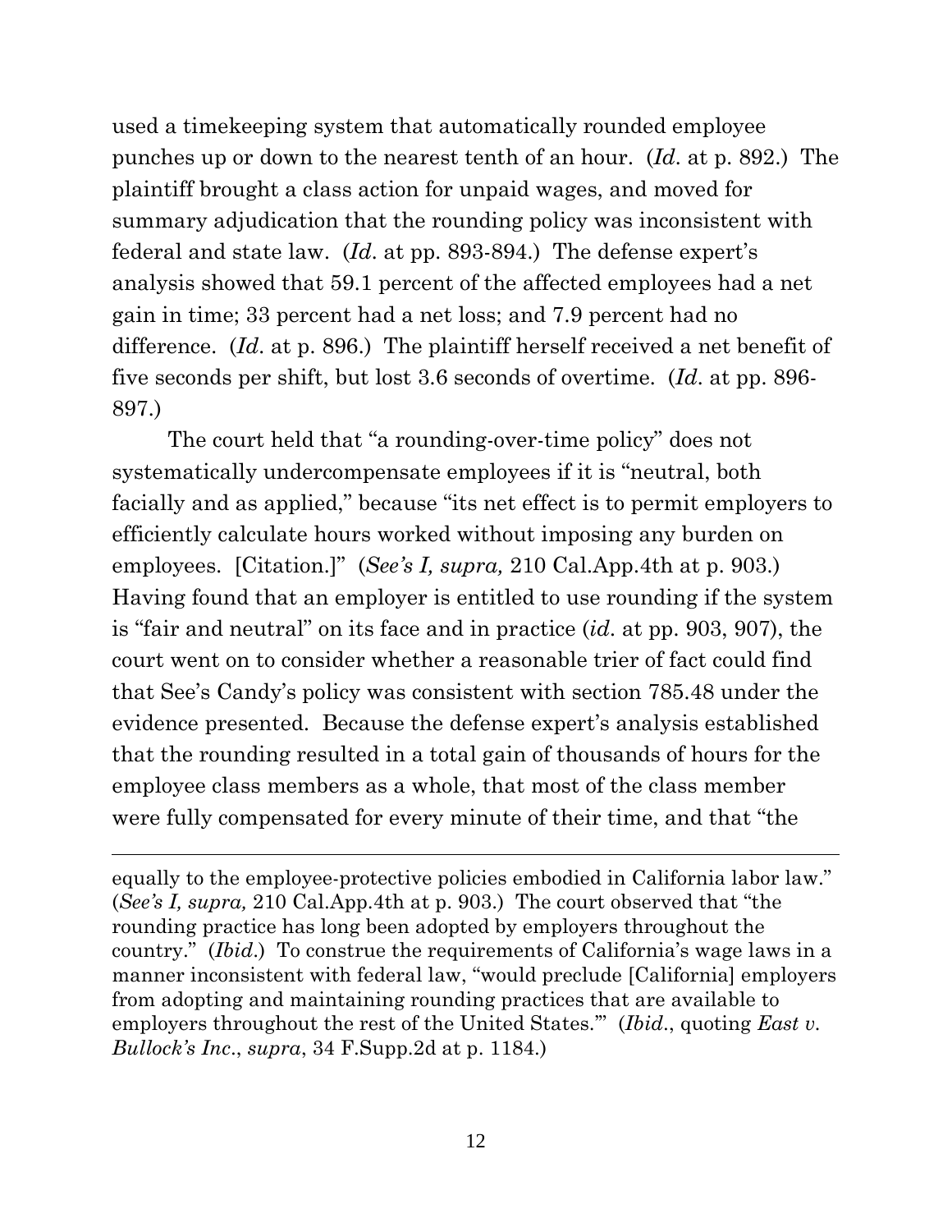used a timekeeping system that automatically rounded employee punches up or down to the nearest tenth of an hour. (*Id*. at p. 892.) The plaintiff brought a class action for unpaid wages, and moved for summary adjudication that the rounding policy was inconsistent with federal and state law. (*Id*. at pp. 893-894.) The defense expert's analysis showed that 59.1 percent of the affected employees had a net gain in time; 33 percent had a net loss; and 7.9 percent had no difference. (*Id*. at p. 896.) The plaintiff herself received a net benefit of five seconds per shift, but lost 3.6 seconds of overtime. (*Id*. at pp. 896-897.)

The court held that "a rounding-over-time policy" does not systematically undercompensate employees if it is "neutral, both facially and as applied," because "its net effect is to permit employers to efficiently calculate hours worked without imposing any burden on employees. [Citation.]" (*See's I, supra,* 210 Cal.App.4th at p. 903.) Having found that an employer is entitled to use rounding if the system is "fair and neutral" on its face and in practice (*id*. at pp. 903, 907), the court went on to consider whether a reasonable trier of fact could find that See's Candy's policy was consistent with section 785.48 under the evidence presented. Because the defense expert's analysis established that the rounding resulted in a total gain of thousands of hours for the employee class members as a whole, that most of the class member were fully compensated for every minute of their time, and that "the

---

equally to the employee-protective policies embodied in California labor law." (*See's I, supra,* 210 Cal.App.4th at p. 903.) The court observed that "the rounding practice has long been adopted by employers throughout the country." (*Ibid*.) To construe the requirements of California's wage laws in a manner inconsistent with federal law, "would preclude [California] employers from adopting and maintaining rounding practices that are available to employers throughout the rest of the United States.'" (*Ibid*., quoting *East v. Bullock's Inc*., *supra*, 34 F.Supp.2d at p. 1184.)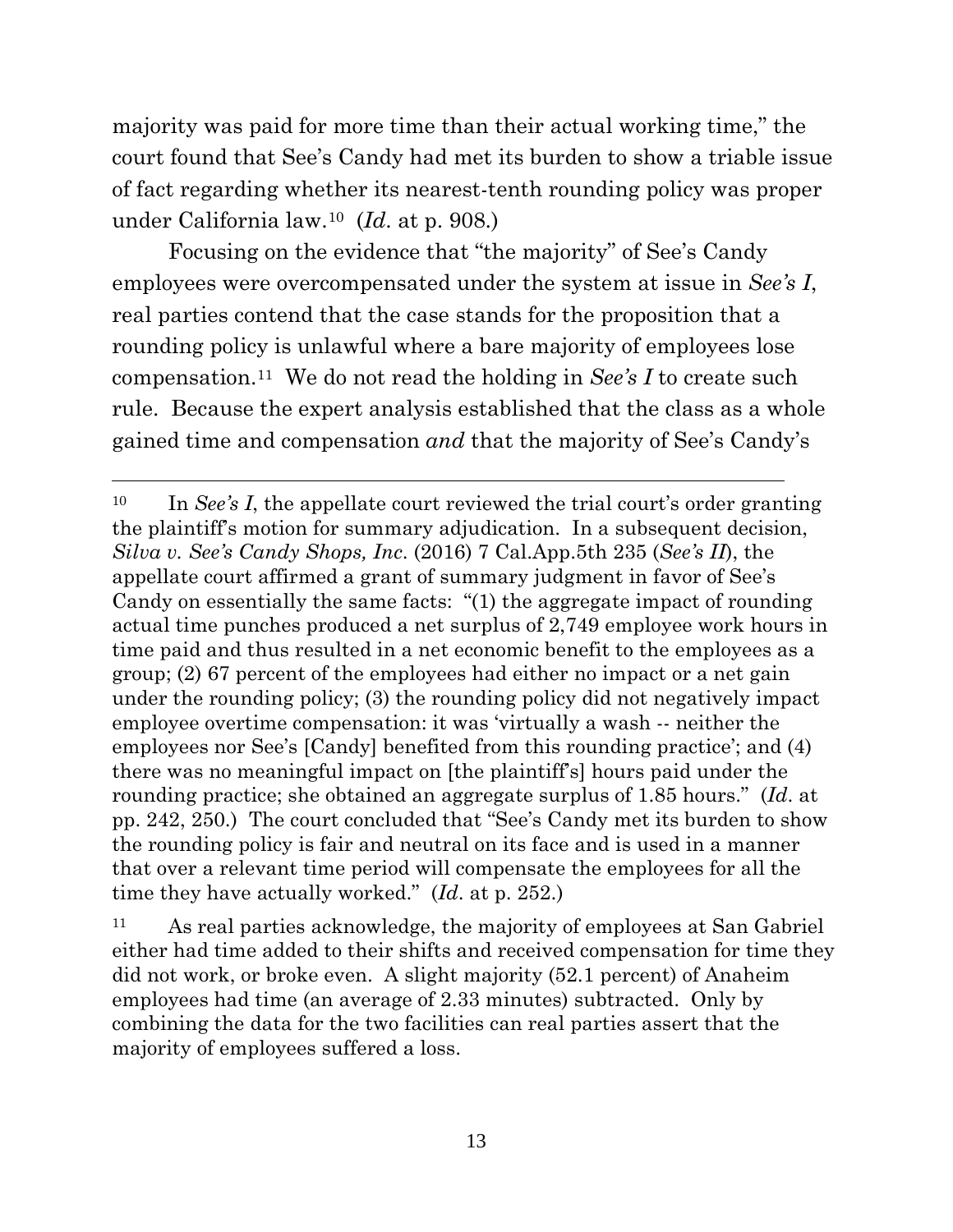majority was paid for more time than their actual working time," the court found that See's Candy had met its burden to show a triable issue of fact regarding whether its nearest-tenth rounding policy was proper under California law.[10] (*Id.* at p. 908.)

Focusing on the evidence that "the majority" of See's Candy employees were overcompensated under the system at issue in *See's I*, real parties contend that the case stands for the proposition that a rounding policy is unlawful where a bare majority of employees lose compensation.[11] We do not read the holding in *See's I* to create such rule. Because the expert analysis established that the class as a whole gained time and compensation *and* that the majority of See's Candy's

---

[10] In *See's I*, the appellate court reviewed the trial court's order granting the plaintiff's motion for summary adjudication. In a subsequent decision, *Silva v. See's Candy Shops, Inc.* (2016) 7 Cal.App.5th 235 (*See's II*), the appellate court affirmed a grant of summary judgment in favor of See's Candy on essentially the same facts: "(1) the aggregate impact of rounding actual time punches produced a net surplus of 2,749 employee work hours in time paid and thus resulted in a net economic benefit to the employees as a group; (2) 67 percent of the employees had either no impact or a net gain under the rounding policy; (3) the rounding policy did not negatively impact employee overtime compensation: it was 'virtually a wash -- neither the employees nor See's [Candy] benefited from this rounding practice'; and (4) there was no meaningful impact on [the plaintiff's] hours paid under the rounding practice; she obtained an aggregate surplus of 1.85 hours." (*Id.* at pp. 242, 250.) The court concluded that "See's Candy met its burden to show the rounding policy is fair and neutral on its face and is used in a manner that over a relevant time period will compensate the employees for all the time they have actually worked." (*Id.* at p. 252.)

[11] As real parties acknowledge, the majority of employees at San Gabriel either had time added to their shifts and received compensation for time they did not work, or broke even. A slight majority (52.1 percent) of Anaheim employees had time (an average of 2.33 minutes) subtracted. Only by combining the data for the two facilities can real parties assert that the majority of employees suffered a loss.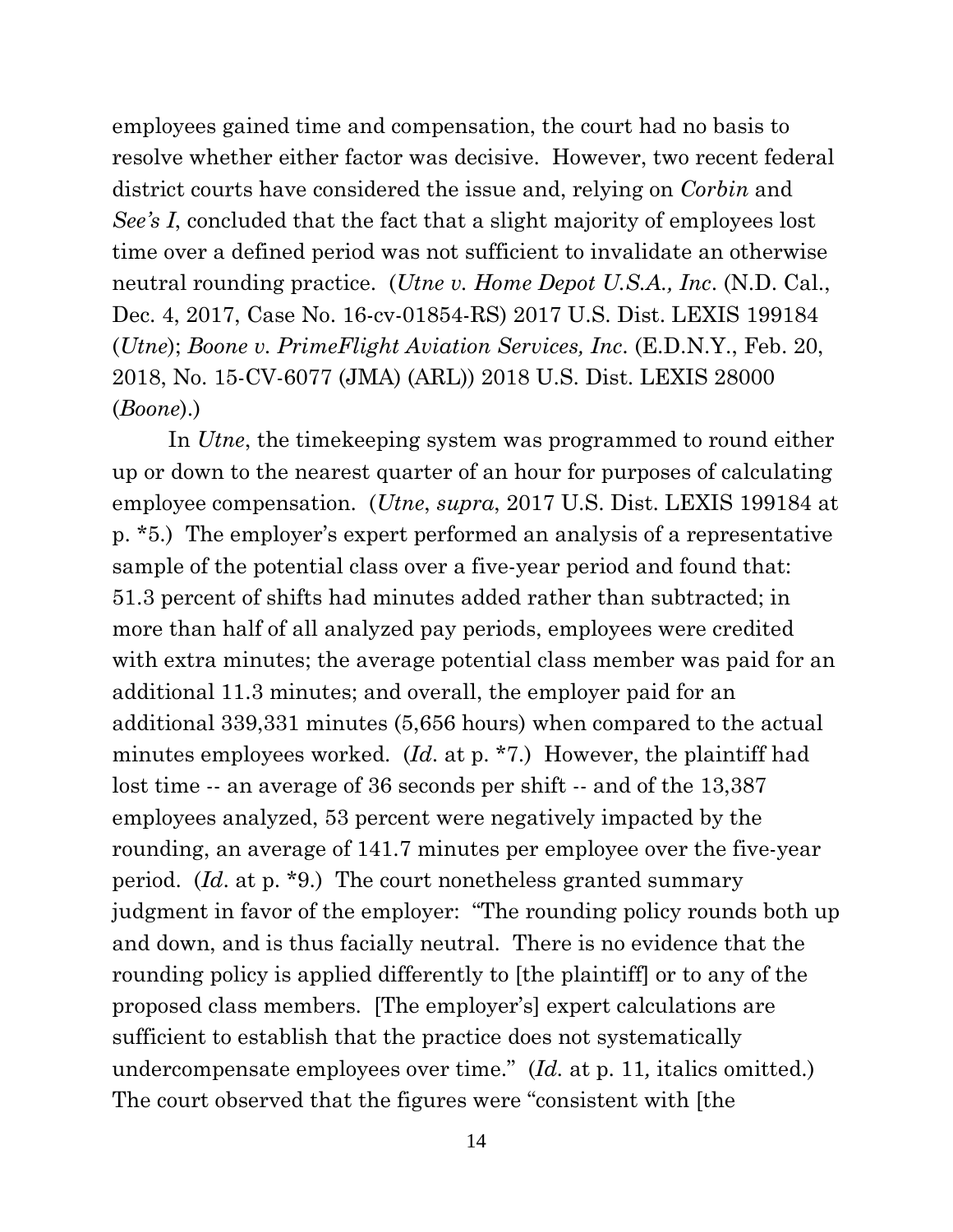employees gained time and compensation, the court had no basis to resolve whether either factor was decisive. However, two recent federal district courts have considered the issue and, relying on *Corbin* and *See's I*, concluded that the fact that a slight majority of employees lost time over a defined period was not sufficient to invalidate an otherwise neutral rounding practice. (*Utne v. Home Depot U.S.A., Inc*. (N.D. Cal., Dec. 4, 2017, Case No. 16-cv-01854-RS) 2017 U.S. Dist. LEXIS 199184 (*Utne*); *Boone v. PrimeFlight Aviation Services, Inc*. (E.D.N.Y., Feb. 20, 2018, No. 15-CV-6077 (JMA) (ARL)) 2018 U.S. Dist. LEXIS 28000 (*Boone*).)

In *Utne*, the timekeeping system was programmed to round either up or down to the nearest quarter of an hour for purposes of calculating employee compensation. (*Utne*, *supra*, 2017 U.S. Dist. LEXIS 199184 at p. *5.) The employer's expert performed an analysis of a representative sample of the potential class over a five-year period and found that: 51.3 percent of shifts had minutes added rather than subtracted; in more than half of all analyzed pay periods, employees were credited with extra minutes; the average potential class member was paid for an additional 11.3 minutes; and overall, the employer paid for an additional 339,331 minutes (5,656 hours) when compared to the actual minutes employees worked. (*Id*. at p. *7.) However, the plaintiff had lost time -- an average of 36 seconds per shift -- and of the 13,387 employees analyzed, 53 percent were negatively impacted by the rounding, an average of 141.7 minutes per employee over the five-year period. (*Id*. at p. *9.) The court nonetheless granted summary judgment in favor of the employer: "The rounding policy rounds both up and down, and is thus facially neutral. There is no evidence that the rounding policy is applied differently to [the plaintiff] or to any of the proposed class members. [The employer's] expert calculations are sufficient to establish that the practice does not systematically undercompensate employees over time." (*Id.* at p. 11*,* italics omitted.) The court observed that the figures were "consistent with [the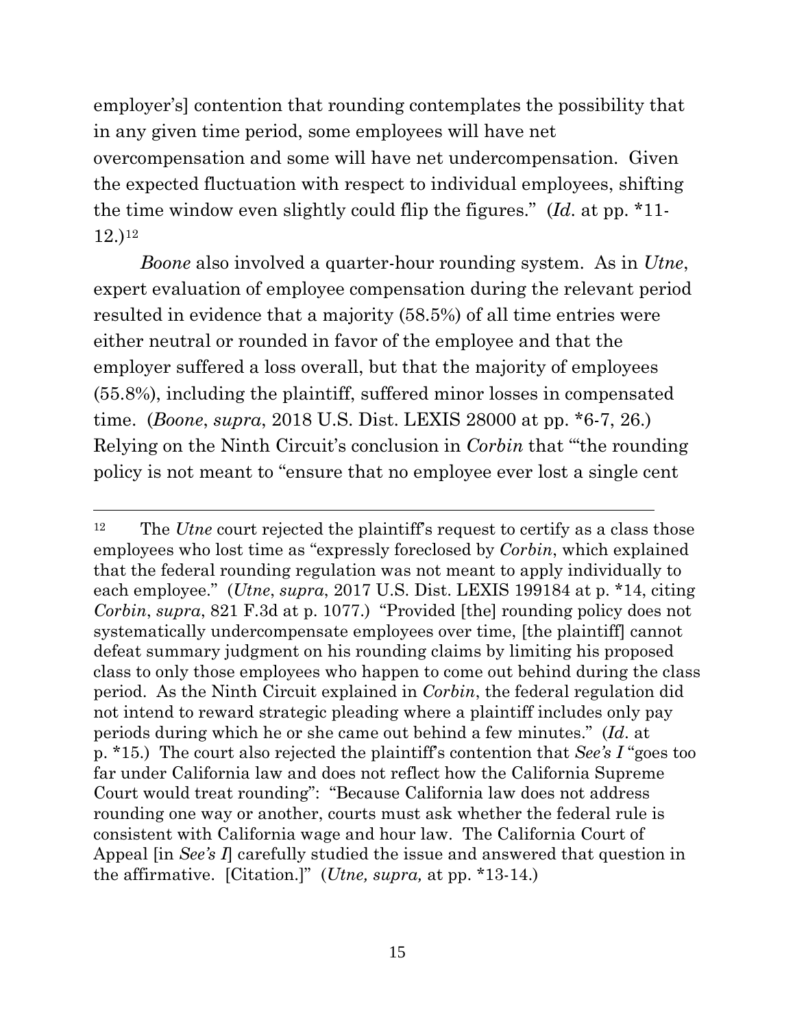employer's] contention that rounding contemplates the possibility that in any given time period, some employees will have net overcompensation and some will have net undercompensation. Given the expected fluctuation with respect to individual employees, shifting the time window even slightly could flip the figures." (*Id*. at pp. *11-12.)[12]

*Boone* also involved a quarter-hour rounding system. As in *Utne*, expert evaluation of employee compensation during the relevant period resulted in evidence that a majority (58.5%) of all time entries were either neutral or rounded in favor of the employee and that the employer suffered a loss overall, but that the majority of employees (55.8%), including the plaintiff, suffered minor losses in compensated time. (*Boone*, *supra*, 2018 U.S. Dist. LEXIS 28000 at pp. *6-7, 26.) Relying on the Ninth Circuit's conclusion in *Corbin* that "'the rounding policy is not meant to "ensure that no employee ever lost a single cent

---

[12] The *Utne* court rejected the plaintiff's request to certify as a class those employees who lost time as "expressly foreclosed by *Corbin*, which explained that the federal rounding regulation was not meant to apply individually to each employee." (*Utne*, *supra*, 2017 U.S. Dist. LEXIS 199184 at p. *14, citing *Corbin*, *supra*, 821 F.3d at p. 1077.) "Provided [the] rounding policy does not systematically undercompensate employees over time, [the plaintiff] cannot defeat summary judgment on his rounding claims by limiting his proposed class to only those employees who happen to come out behind during the class period. As the Ninth Circuit explained in *Corbin*, the federal regulation did not intend to reward strategic pleading where a plaintiff includes only pay periods during which he or she came out behind a few minutes." (*Id*. at p. *15.) The court also rejected the plaintiff's contention that *See's I* "goes too far under California law and does not reflect how the California Supreme Court would treat rounding": "Because California law does not address rounding one way or another, courts must ask whether the federal rule is consistent with California wage and hour law. The California Court of Appeal [in *See's I*] carefully studied the issue and answered that question in the affirmative. [Citation.]" (*Utne, supra,* at pp. *13-14.)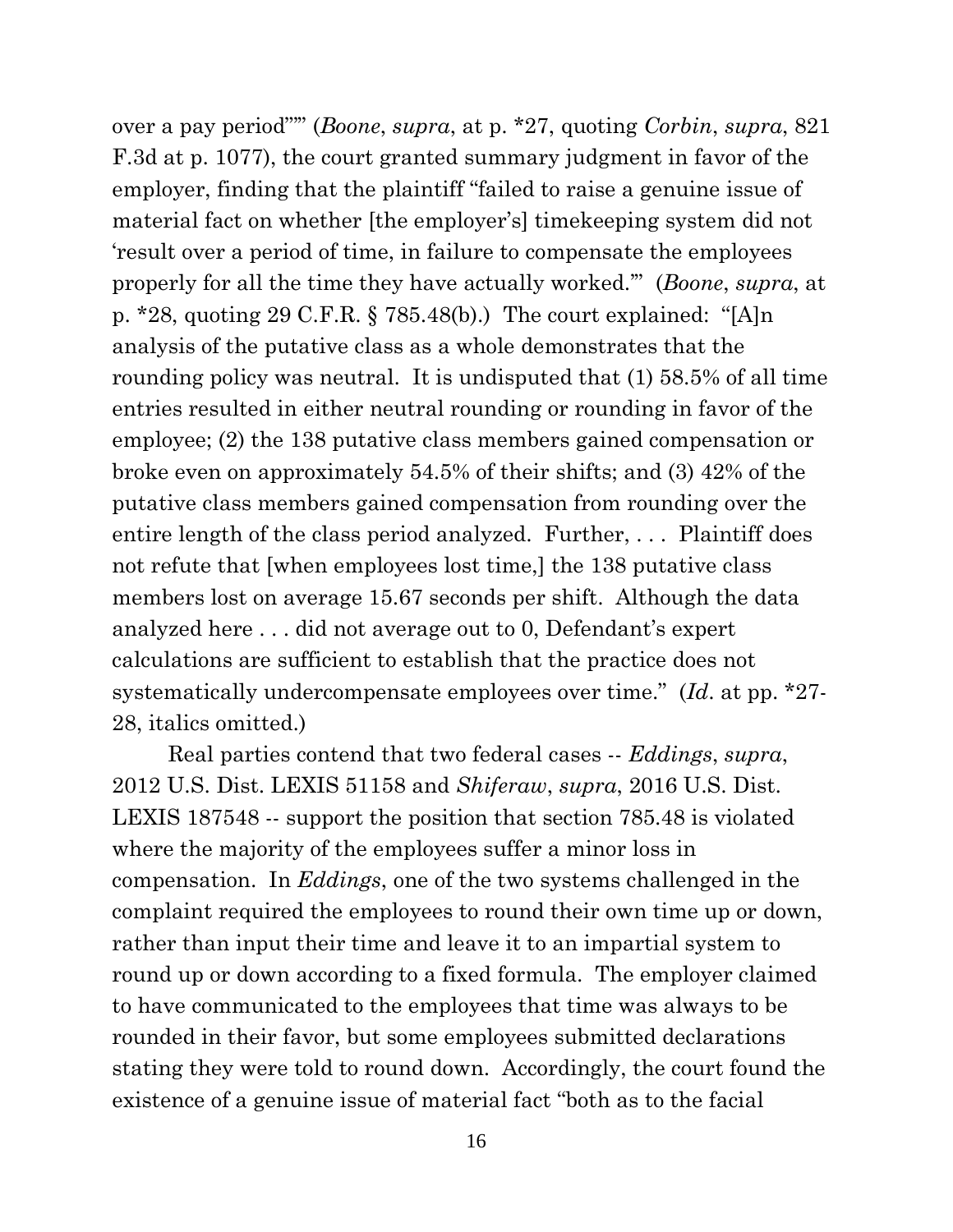over a pay period""" (*Boone*, *supra*, at p. *27, quoting *Corbin*, *supra*, 821 F.3d at p. 1077), the court granted summary judgment in favor of the employer, finding that the plaintiff "failed to raise a genuine issue of material fact on whether [the employer's] timekeeping system did not 'result over a period of time, in failure to compensate the employees properly for all the time they have actually worked.'" (*Boone*, *supra*, at p. *28, quoting 29 C.F.R. § 785.48(b).) The court explained: "[A]n analysis of the putative class as a whole demonstrates that the rounding policy was neutral. It is undisputed that (1) 58.5% of all time entries resulted in either neutral rounding or rounding in favor of the employee; (2) the 138 putative class members gained compensation or broke even on approximately 54.5% of their shifts; and (3) 42% of the putative class members gained compensation from rounding over the entire length of the class period analyzed. Further, . . . Plaintiff does not refute that [when employees lost time,] the 138 putative class members lost on average 15.67 seconds per shift. Although the data analyzed here . . . did not average out to 0, Defendant's expert calculations are sufficient to establish that the practice does not systematically undercompensate employees over time." (*Id*. at pp. *27-28, italics omitted.)

Real parties contend that two federal cases -- *Eddings*, *supra*, 2012 U.S. Dist. LEXIS 51158 and *Shiferaw*, *supra*, 2016 U.S. Dist. LEXIS 187548 -- support the position that section 785.48 is violated where the majority of the employees suffer a minor loss in compensation. In *Eddings*, one of the two systems challenged in the complaint required the employees to round their own time up or down, rather than input their time and leave it to an impartial system to round up or down according to a fixed formula. The employer claimed to have communicated to the employees that time was always to be rounded in their favor, but some employees submitted declarations stating they were told to round down. Accordingly, the court found the existence of a genuine issue of material fact "both as to the facial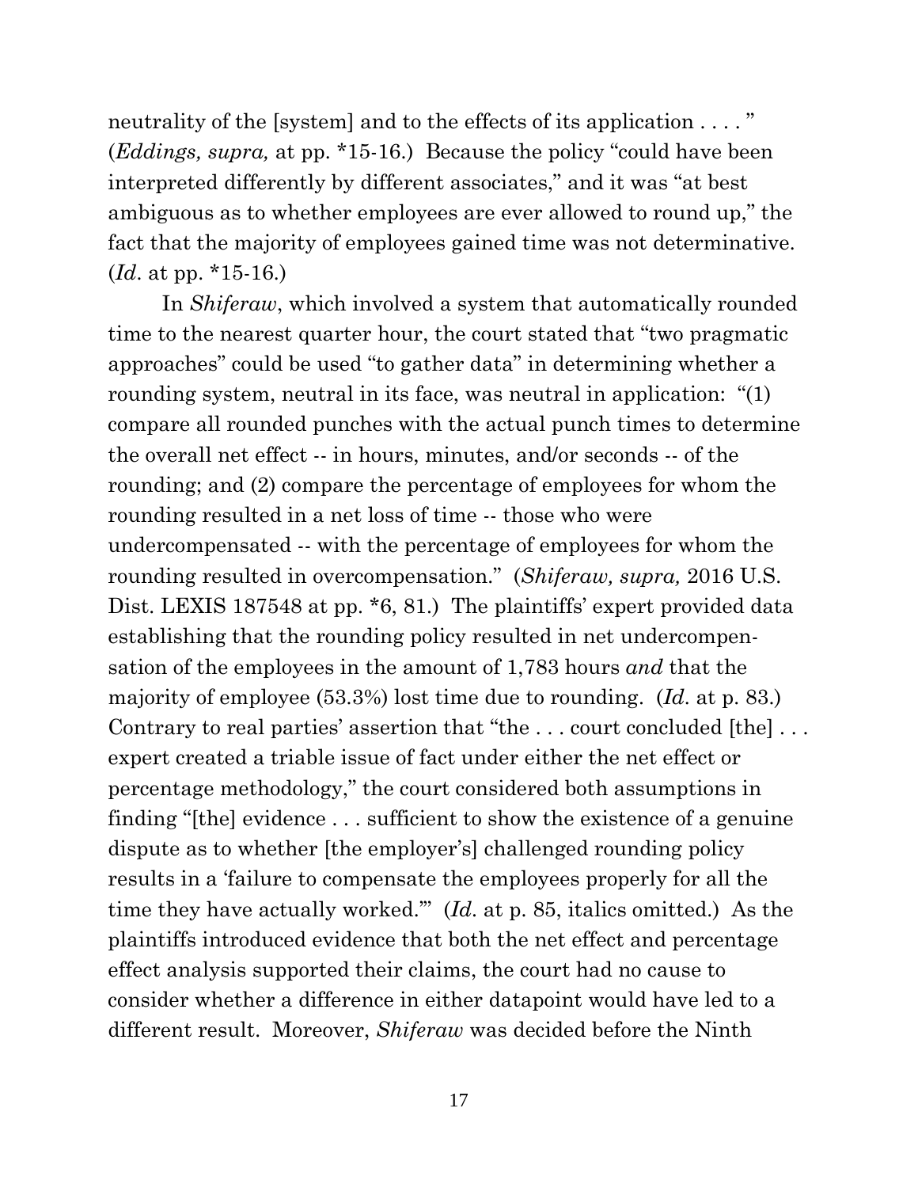neutrality of the [system] and to the effects of its application . . . . " (*Eddings, supra,* at pp. *15-16.) Because the policy "could have been interpreted differently by different associates," and it was "at best ambiguous as to whether employees are ever allowed to round up," the fact that the majority of employees gained time was not determinative. (*Id*. at pp. *15-16.)

In *Shiferaw*, which involved a system that automatically rounded time to the nearest quarter hour, the court stated that "two pragmatic approaches" could be used "to gather data" in determining whether a rounding system, neutral in its face, was neutral in application: "(1) compare all rounded punches with the actual punch times to determine the overall net effect -- in hours, minutes, and/or seconds -- of the rounding; and (2) compare the percentage of employees for whom the rounding resulted in a net loss of time -- those who were undercompensated -- with the percentage of employees for whom the rounding resulted in overcompensation." (*Shiferaw, supra,* 2016 U.S. Dist. LEXIS 187548 at pp. *6, 81.) The plaintiffs' expert provided data establishing that the rounding policy resulted in net undercompensation of the employees in the amount of 1,783 hours *and* that the majority of employee (53.3%) lost time due to rounding. (*Id*. at p. 83.) Contrary to real parties' assertion that "the . . . court concluded [the] . . . expert created a triable issue of fact under either the net effect or percentage methodology," the court considered both assumptions in finding "[the] evidence . . . sufficient to show the existence of a genuine dispute as to whether [the employer's] challenged rounding policy results in a 'failure to compensate the employees properly for all the time they have actually worked.'" (*Id*. at p. 85, italics omitted.) As the plaintiffs introduced evidence that both the net effect and percentage effect analysis supported their claims, the court had no cause to consider whether a difference in either datapoint would have led to a different result. Moreover, *Shiferaw* was decided before the Ninth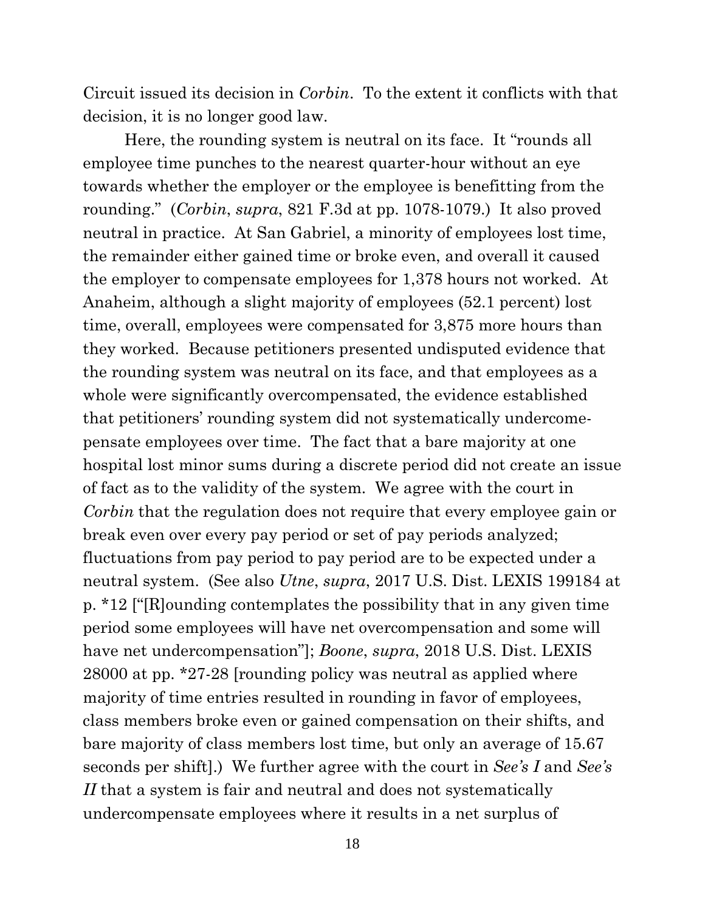Circuit issued its decision in *Corbin*. To the extent it conflicts with that decision, it is no longer good law.

Here, the rounding system is neutral on its face. It "rounds all employee time punches to the nearest quarter-hour without an eye towards whether the employer or the employee is benefitting from the rounding." (*Corbin*, *supra*, 821 F.3d at pp. 1078-1079.) It also proved neutral in practice. At San Gabriel, a minority of employees lost time, the remainder either gained time or broke even, and overall it caused the employer to compensate employees for 1,378 hours not worked. At Anaheim, although a slight majority of employees (52.1 percent) lost time, overall, employees were compensated for 3,875 more hours than they worked. Because petitioners presented undisputed evidence that the rounding system was neutral on its face, and that employees as a whole were significantly overcompensated, the evidence established that petitioners' rounding system did not systematically undercompensate employees over time. The fact that a bare majority at one hospital lost minor sums during a discrete period did not create an issue of fact as to the validity of the system. We agree with the court in *Corbin* that the regulation does not require that every employee gain or break even over every pay period or set of pay periods analyzed; fluctuations from pay period to pay period are to be expected under a neutral system. (See also *Utne*, *supra*, 2017 U.S. Dist. LEXIS 199184 at p. *12 ["[R]ounding contemplates the possibility that in any given time period some employees will have net overcompensation and some will have net undercompensation"]; *Boone*, *supra*, 2018 U.S. Dist. LEXIS 28000 at pp. *27-28 [rounding policy was neutral as applied where majority of time entries resulted in rounding in favor of employees, class members broke even or gained compensation on their shifts, and bare majority of class members lost time, but only an average of 15.67 seconds per shift].) We further agree with the court in *See's I* and *See's II* that a system is fair and neutral and does not systematically undercompensate employees where it results in a net surplus of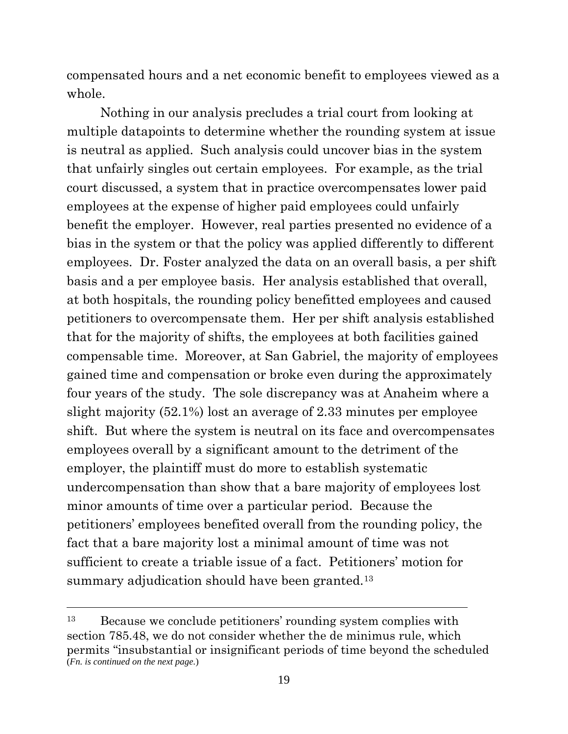compensated hours and a net economic benefit to employees viewed as a whole.

Nothing in our analysis precludes a trial court from looking at multiple datapoints to determine whether the rounding system at issue is neutral as applied. Such analysis could uncover bias in the system that unfairly singles out certain employees. For example, as the trial court discussed, a system that in practice overcompensates lower paid employees at the expense of higher paid employees could unfairly benefit the employer. However, real parties presented no evidence of a bias in the system or that the policy was applied differently to different employees. Dr. Foster analyzed the data on an overall basis, a per shift basis and a per employee basis. Her analysis established that overall, at both hospitals, the rounding policy benefitted employees and caused petitioners to overcompensate them. Her per shift analysis established that for the majority of shifts, the employees at both facilities gained compensable time. Moreover, at San Gabriel, the majority of employees gained time and compensation or broke even during the approximately four years of the study. The sole discrepancy was at Anaheim where a slight majority (52.1%) lost an average of 2.33 minutes per employee shift. But where the system is neutral on its face and overcompensates employees overall by a significant amount to the detriment of the employer, the plaintiff must do more to establish systematic undercompensation than show that a bare majority of employees lost minor amounts of time over a particular period. Because the petitioners' employees benefited overall from the rounding policy, the fact that a bare majority lost a minimal amount of time was not sufficient to create a triable issue of a fact. Petitioners' motion for summary adjudication should have been granted.[13]

---

[13] Because we conclude petitioners' rounding system complies with section 785.48, we do not consider whether the de minimus rule, which permits "insubstantial or insignificant periods of time beyond the scheduled

(*Fn. is continued on the next page.*)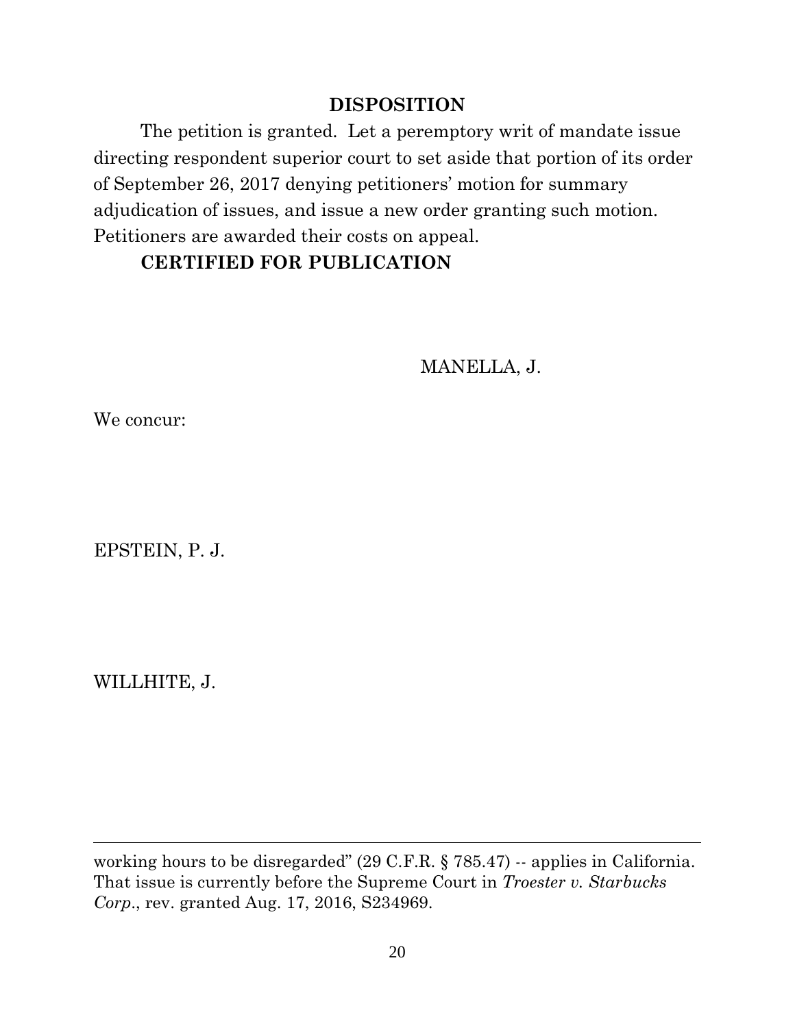## DISPOSITION

The petition is granted. Let a peremptory writ of mandate issue directing respondent superior court to set aside that portion of its order of September 26, 2017 denying petitioners' motion for summary adjudication of issues, and issue a new order granting such motion. Petitioners are awarded their costs on appeal.

**CERTIFIED FOR PUBLICATION**

MANELLA, J.

We concur:

EPSTEIN, P. J.

WILLHITE, J.

---

working hours to be disregarded" (29 C.F.R. § 785.47) -- applies in California. That issue is currently before the Supreme Court in *Troester v. Starbucks Corp.*, rev. granted Aug. 17, 2016, S234969.